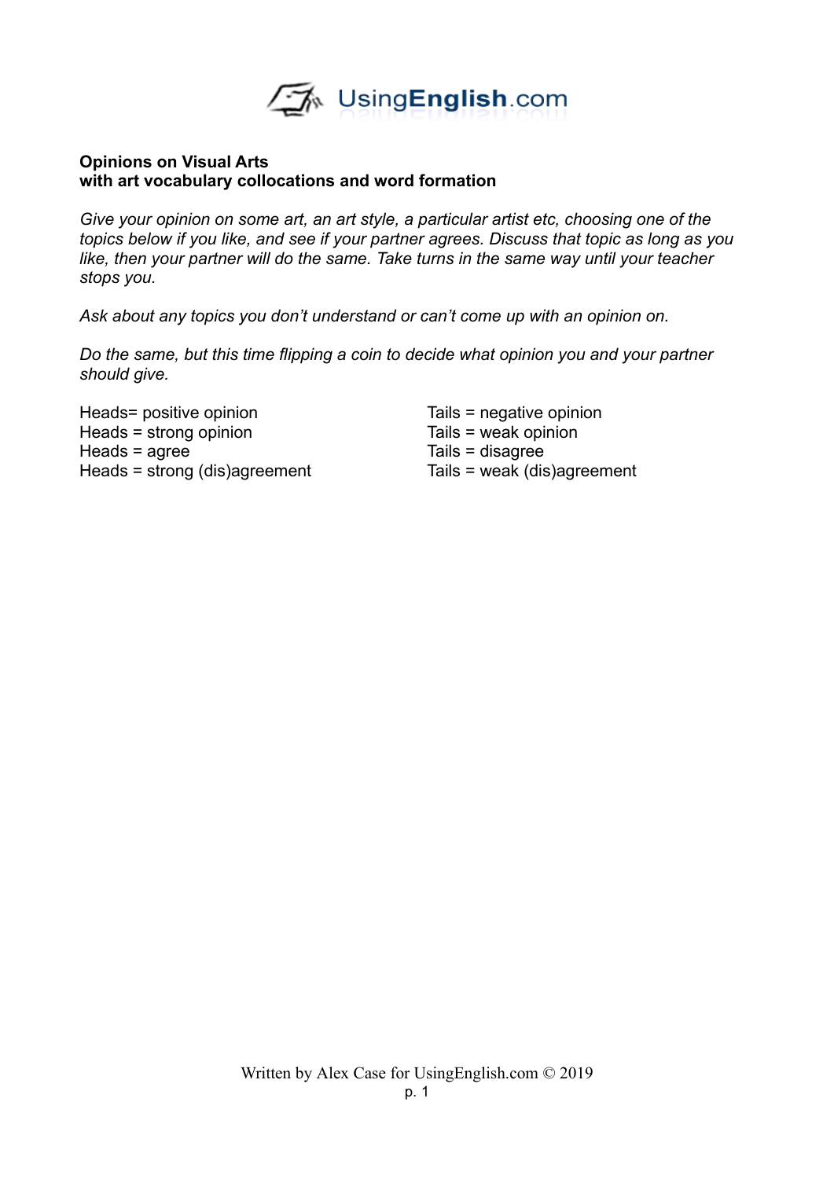**Opinions on Visual Arts**
**with art vocabulary collocations and word formation**

*Give your opinion on some art, an art style, a particular artist etc, choosing one of the topics below if you like, and see if your partner agrees. Discuss that topic as long as you like, then your partner will do the same. Take turns in the same way until your teacher stops you.*

*Ask about any topics you don't understand or can't come up with an opinion on.*

*Do the same, but this time flipping a coin to decide what opinion you and your partner should give.*

| | |
|---|---|
| Heads= positive opinion | Tails = negative opinion |
| Heads = strong opinion | Tails = weak opinion |
| Heads = agree | Tails = disagree |
| Heads = strong (dis)agreement | Tails = weak (dis)agreement |

Written by Alex Case for UsingEnglish.com © 2019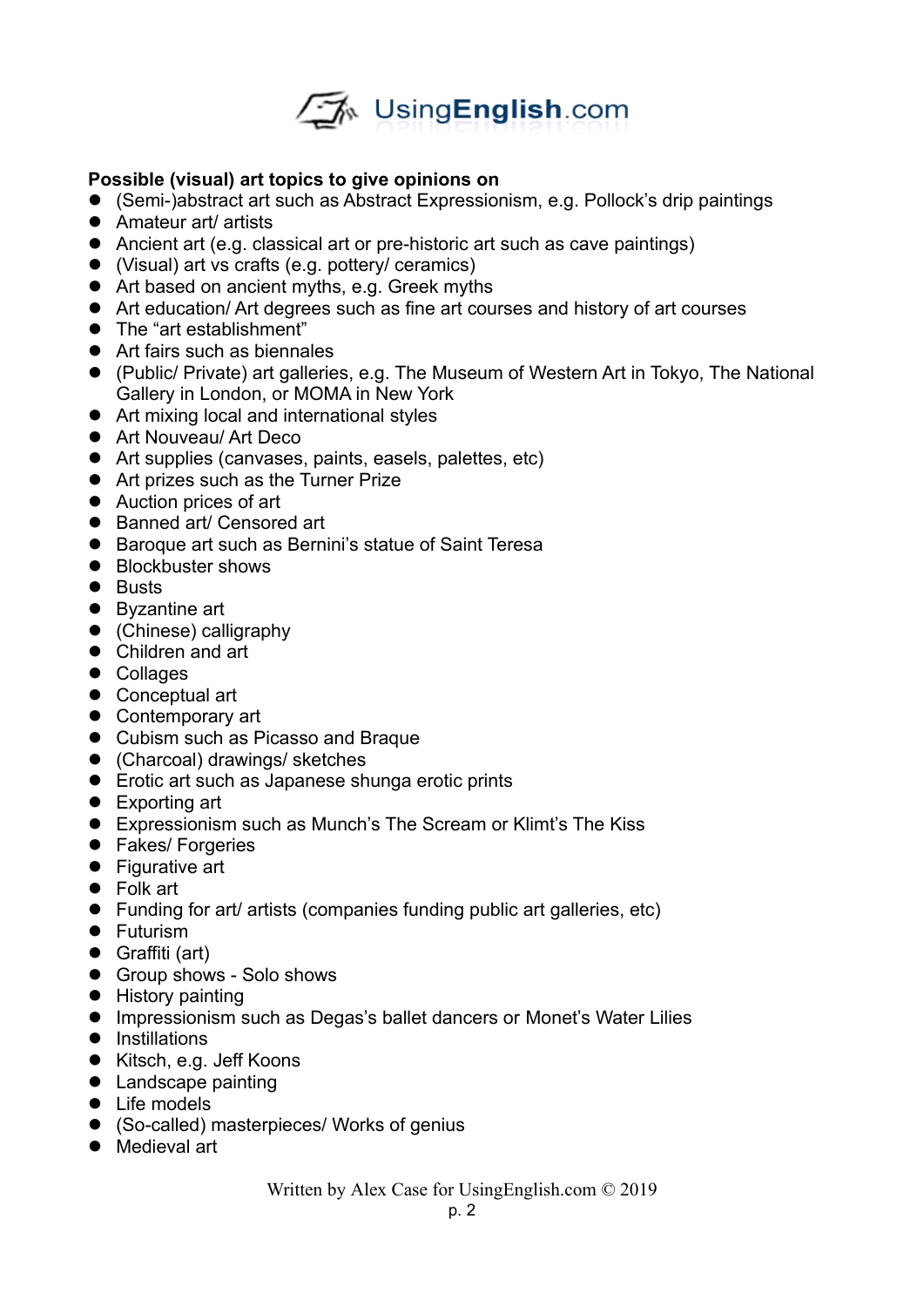**Possible (visual) art topics to give opinions on**

- (Semi-)abstract art such as Abstract Expressionism, e.g. Pollock's drip paintings
- Amateur art/ artists
- Ancient art (e.g. classical art or pre-historic art such as cave paintings)
- (Visual) art vs crafts (e.g. pottery/ ceramics)
- Art based on ancient myths, e.g. Greek myths
- Art education/ Art degrees such as fine art courses and history of art courses
- The "art establishment"
- Art fairs such as biennales
- (Public/ Private) art galleries, e.g. The Museum of Western Art in Tokyo, The National Gallery in London, or MOMA in New York
- Art mixing local and international styles
- Art Nouveau/ Art Deco
- Art supplies (canvases, paints, easels, palettes, etc)
- Art prizes such as the Turner Prize
- Auction prices of art
- Banned art/ Censored art
- Baroque art such as Bernini's statue of Saint Teresa
- Blockbuster shows
- Busts
- Byzantine art
- (Chinese) calligraphy
- Children and art
- Collages
- Conceptual art
- Contemporary art
- Cubism such as Picasso and Braque
- (Charcoal) drawings/ sketches
- Erotic art such as Japanese shunga erotic prints
- Exporting art
- Expressionism such as Munch's The Scream or Klimt's The Kiss
- Fakes/ Forgeries
- Figurative art
- Folk art
- Funding for art/ artists (companies funding public art galleries, etc)
- Futurism
- Graffiti (art)
- Group shows - Solo shows
- History painting
- Impressionism such as Degas's ballet dancers or Monet's Water Lilies
- Instillations
- Kitsch, e.g. Jeff Koons
- Landscape painting
- Life models
- (So-called) masterpieces/ Works of genius
- Medieval art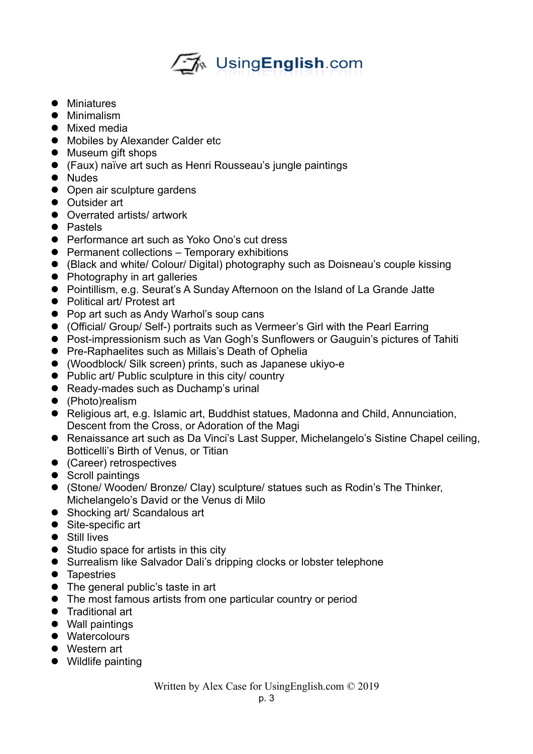- Miniatures
- Minimalism
- Mixed media
- Mobiles by Alexander Calder etc
- Museum gift shops
- (Faux) naïve art such as Henri Rousseau's jungle paintings
- Nudes
- Open air sculpture gardens
- Outsider art
- Overrated artists/ artwork
- Pastels
- Performance art such as Yoko Ono's cut dress
- Permanent collections – Temporary exhibitions
- (Black and white/ Colour/ Digital) photography such as Doisneau's couple kissing
- Photography in art galleries
- Pointillism, e.g. Seurat's A Sunday Afternoon on the Island of La Grande Jatte
- Political art/ Protest art
- Pop art such as Andy Warhol's soup cans
- (Official/ Group/ Self-) portraits such as Vermeer's Girl with the Pearl Earring
- Post-impressionism such as Van Gogh's Sunflowers or Gauguin's pictures of Tahiti
- Pre-Raphaelites such as Millais's Death of Ophelia
- (Woodblock/ Silk screen) prints, such as Japanese ukiyo-e
- Public art/ Public sculpture in this city/ country
- Ready-mades such as Duchamp's urinal
- (Photo)realism
- Religious art, e.g. Islamic art, Buddhist statues, Madonna and Child, Annunciation, Descent from the Cross, or Adoration of the Magi
- Renaissance art such as Da Vinci's Last Supper, Michelangelo's Sistine Chapel ceiling, Botticelli's Birth of Venus, or Titian
- (Career) retrospectives
- Scroll paintings
- (Stone/ Wooden/ Bronze/ Clay) sculpture/ statues such as Rodin's The Thinker, Michelangelo's David or the Venus di Milo
- Shocking art/ Scandalous art
- Site-specific art
- Still lives
- Studio space for artists in this city
- Surrealism like Salvador Dali's dripping clocks or lobster telephone
- Tapestries
- The general public's taste in art
- The most famous artists from one particular country or period
- Traditional art
- Wall paintings
- Watercolours
- Western art
- Wildlife painting

Written by Alex Case for UsingEnglish.com © 2019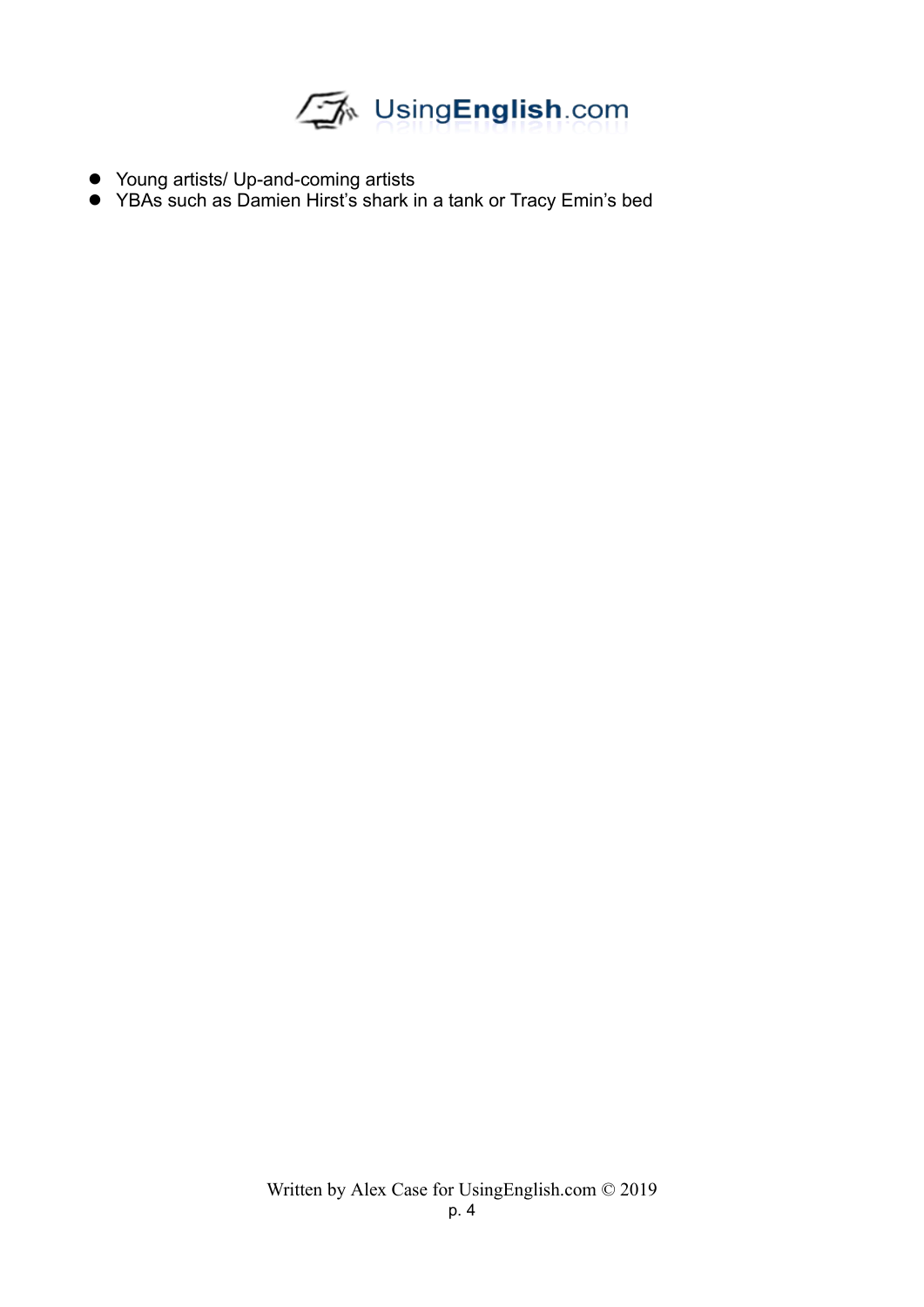- Young artists/ Up-and-coming artists
- YBAs such as Damien Hirst's shark in a tank or Tracy Emin's bed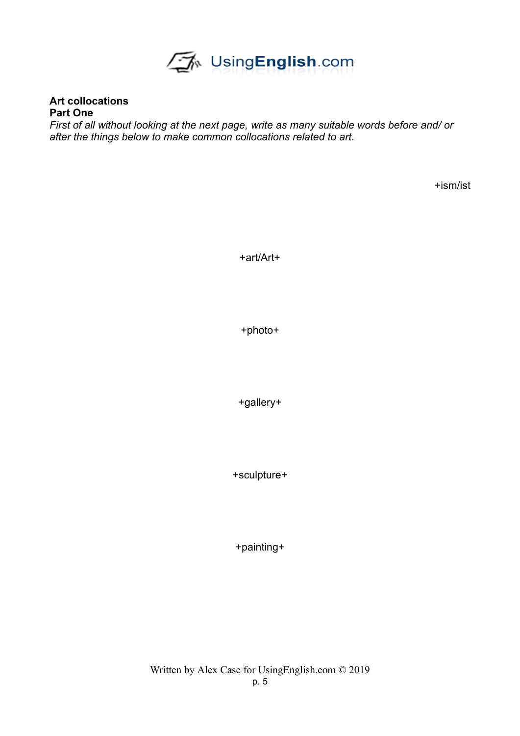**Art collocations**
**Part One**

*First of all without looking at the next page, write as many suitable words before and/ or after the things below to make common collocations related to art.*

+ism/ist

+art/Art+

+photo+

+gallery+

+sculpture+

+painting+

Written by Alex Case for UsingEnglish.com © 2019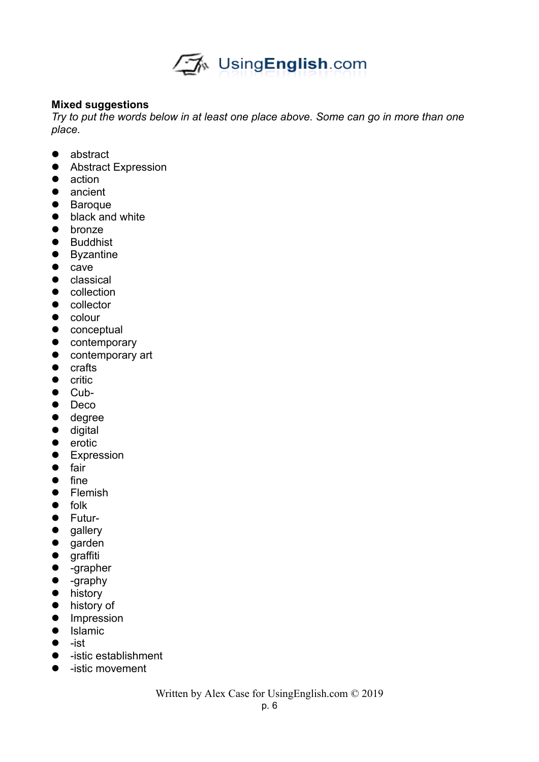**Mixed suggestions**

*Try to put the words below in at least one place above. Some can go in more than one place.*

- abstract
- Abstract Expression
- action
- ancient
- Baroque
- black and white
- bronze
- Buddhist
- Byzantine
- cave
- classical
- collection
- collector
- colour
- conceptual
- contemporary
- contemporary art
- crafts
- critic
- Cub-
- Deco
- degree
- digital
- erotic
- Expression
- fair
- fine
- Flemish
- folk
- Futur-
- gallery
- garden
- graffiti
- -grapher
- -graphy
- history
- history of
- Impression
- Islamic
- -ist
- -istic establishment
- -istic movement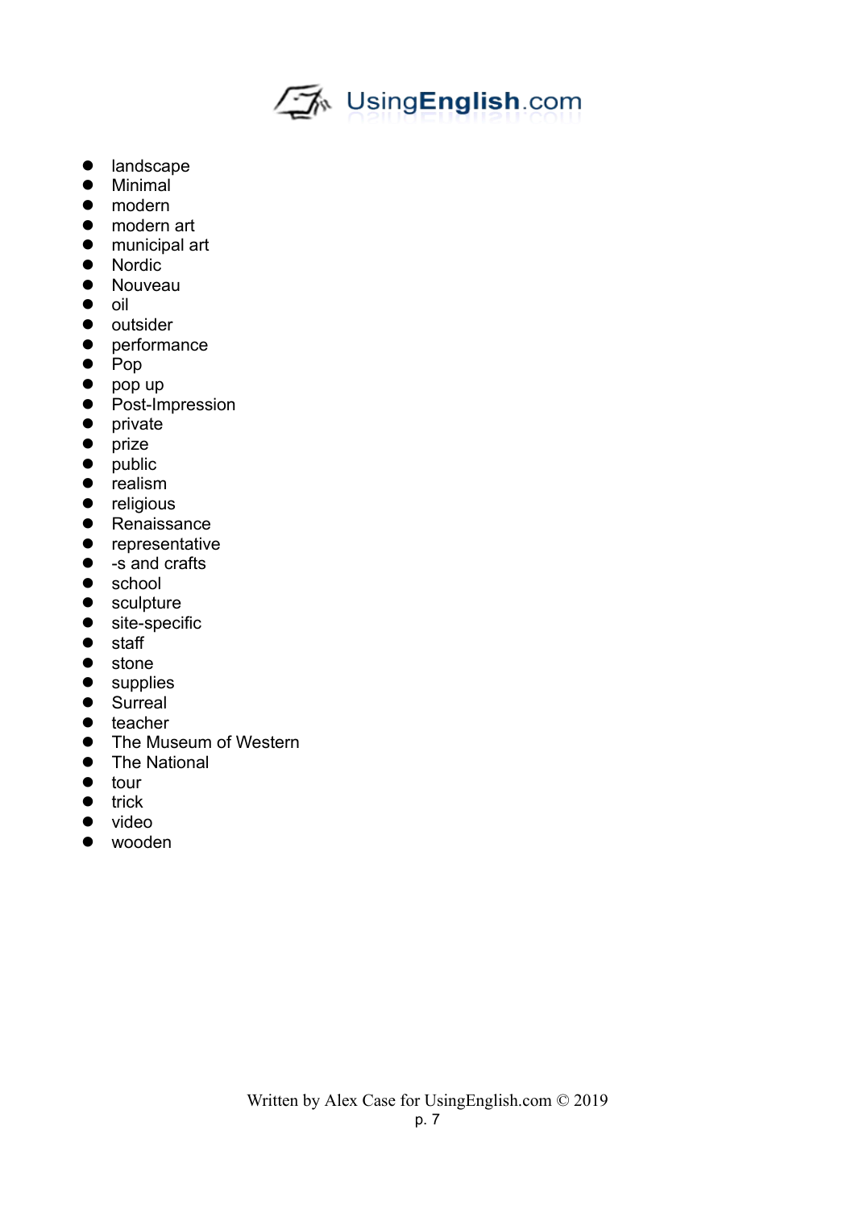- landscape
- Minimal
- modern
- modern art
- municipal art
- Nordic
- Nouveau
- oil
- outsider
- performance
- Pop
- pop up
- Post-Impression
- private
- prize
- public
- realism
- religious
- Renaissance
- representative
- -s and crafts
- school
- sculpture
- site-specific
- staff
- stone
- supplies
- Surreal
- teacher
- The Museum of Western
- The National
- tour
- trick
- video
- wooden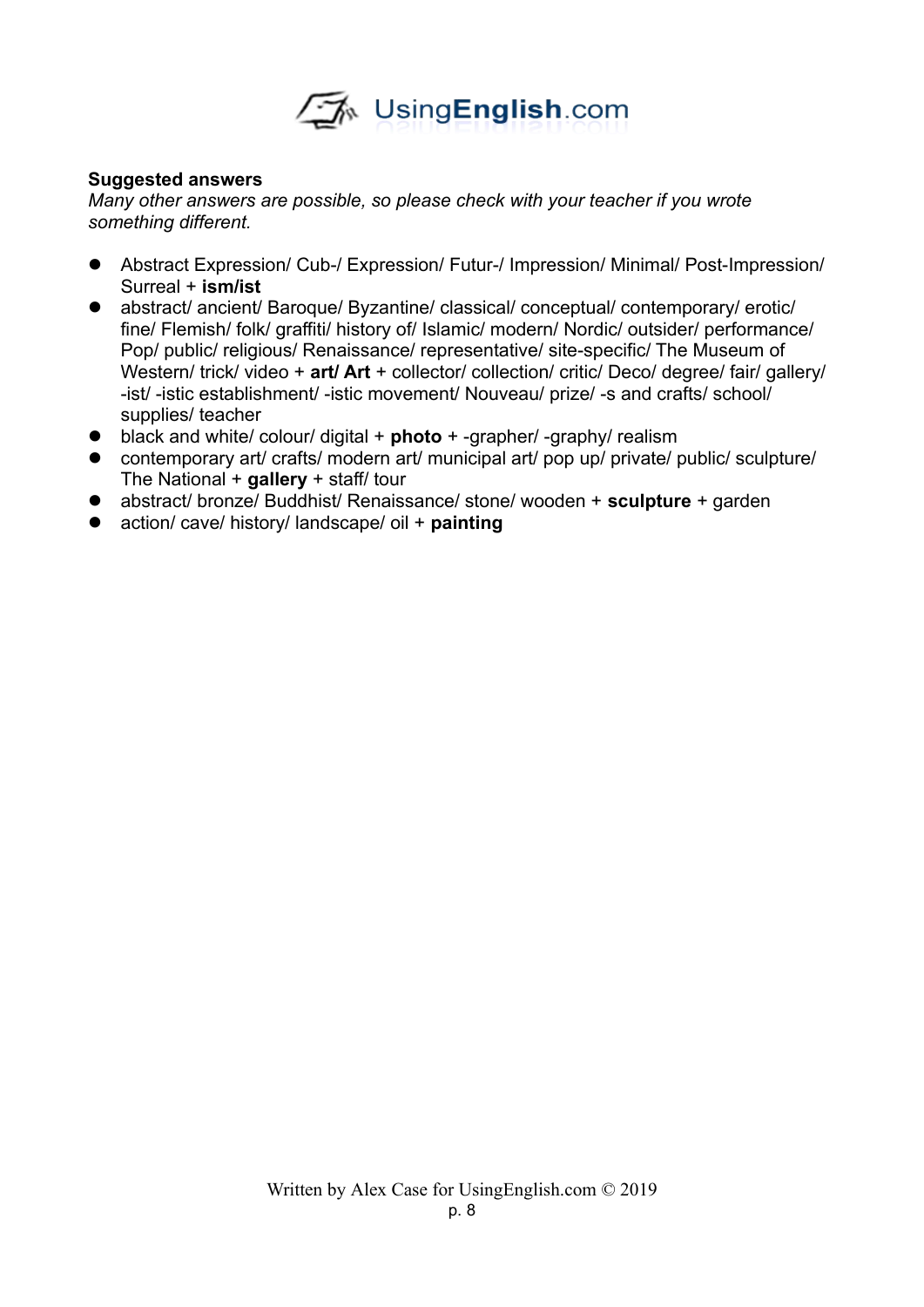**Suggested answers**

*Many other answers are possible, so please check with your teacher if you wrote something different.*

- Abstract Expression/ Cub-/ Expression/ Futur-/ Impression/ Minimal/ Post-Impression/ Surreal + **ism/ist**
- abstract/ ancient/ Baroque/ Byzantine/ classical/ conceptual/ contemporary/ erotic/ fine/ Flemish/ folk/ graffiti/ history of/ Islamic/ modern/ Nordic/ outsider/ performance/ Pop/ public/ religious/ Renaissance/ representative/ site-specific/ The Museum of Western/ trick/ video + **art/ Art** + collector/ collection/ critic/ Deco/ degree/ fair/ gallery/ -ist/ -istic establishment/ -istic movement/ Nouveau/ prize/ -s and crafts/ school/ supplies/ teacher
- black and white/ colour/ digital + **photo** + -grapher/ -graphy/ realism
- contemporary art/ crafts/ modern art/ municipal art/ pop up/ private/ public/ sculpture/ The National + **gallery** + staff/ tour
- abstract/ bronze/ Buddhist/ Renaissance/ stone/ wooden + **sculpture** + garden
- action/ cave/ history/ landscape/ oil + **painting**

Written by Alex Case for UsingEnglish.com © 2019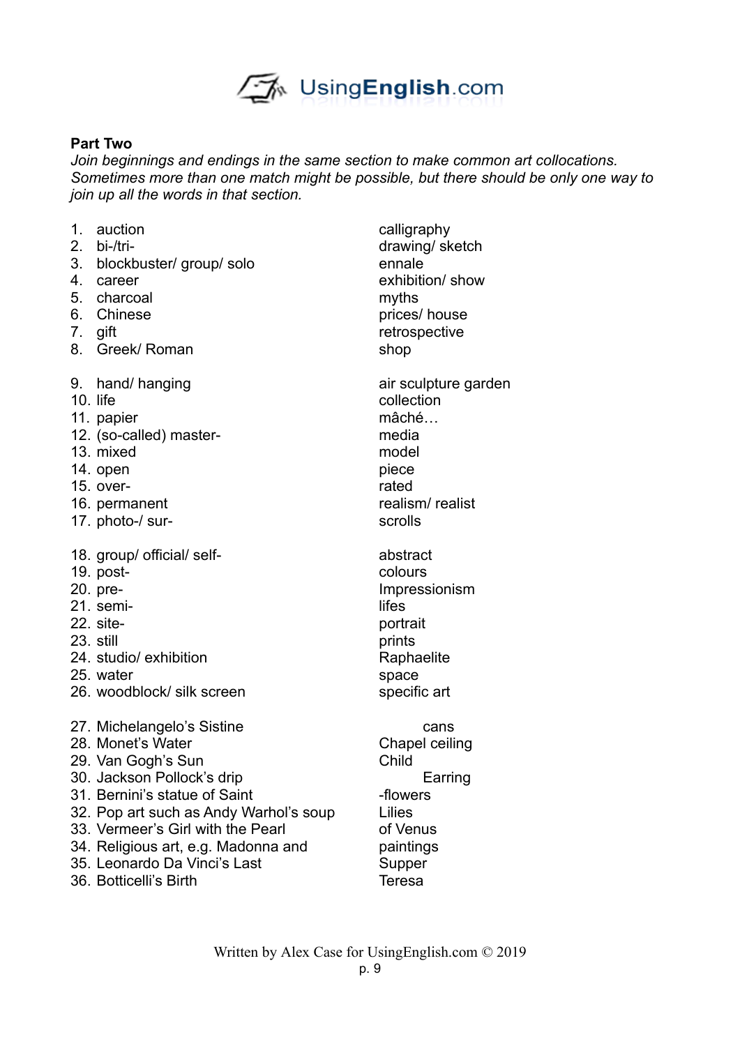## Part Two

*Join beginnings and endings in the same section to make common art collocations. Sometimes more than one match might be possible, but there should be only one way to join up all the words in that section.*

| | |
|---|---|
| 1. auction | calligraphy |
| 2. bi-/tri- | drawing/ sketch |
| 3. blockbuster/ group/ solo | ennale |
| 4. career | exhibition/ show |
| 5. charcoal | myths |
| 6. Chinese | prices/ house |
| 7. gift | retrospective |
| 8. Greek/ Roman | shop |

| | |
|---|---|
| 9. hand/ hanging | air sculpture garden |
| 10. life | collection |
| 11. papier | mâché… |
| 12. (so-called) master- | media |
| 13. mixed | model |
| 14. open | piece |
| 15. over- | rated |
| 16. permanent | realism/ realist |
| 17. photo-/ sur- | scrolls |

| | |
|---|---|
| 18. group/ official/ self- | abstract |
| 19. post- | colours |
| 20. pre- | Impressionism |
| 21. semi- | lifes |
| 22. site- | portrait |
| 23. still | prints |
| 24. studio/ exhibition | Raphaelite |
| 25. water | space |
| 26. woodblock/ silk screen | specific art |

| | |
|---|---|
| 27. Michelangelo's Sistine | cans |
| 28. Monet's Water | Chapel ceiling |
| 29. Van Gogh's Sun | Child |
| 30. Jackson Pollock's drip | Earring |
| 31. Bernini's statue of Saint | -flowers |
| 32. Pop art such as Andy Warhol's soup | Lilies |
| 33. Vermeer's Girl with the Pearl | of Venus |
| 34. Religious art, e.g. Madonna and | paintings |
| 35. Leonardo Da Vinci's Last | Supper |
| 36. Botticelli's Birth | Teresa |

Written by Alex Case for UsingEnglish.com © 2019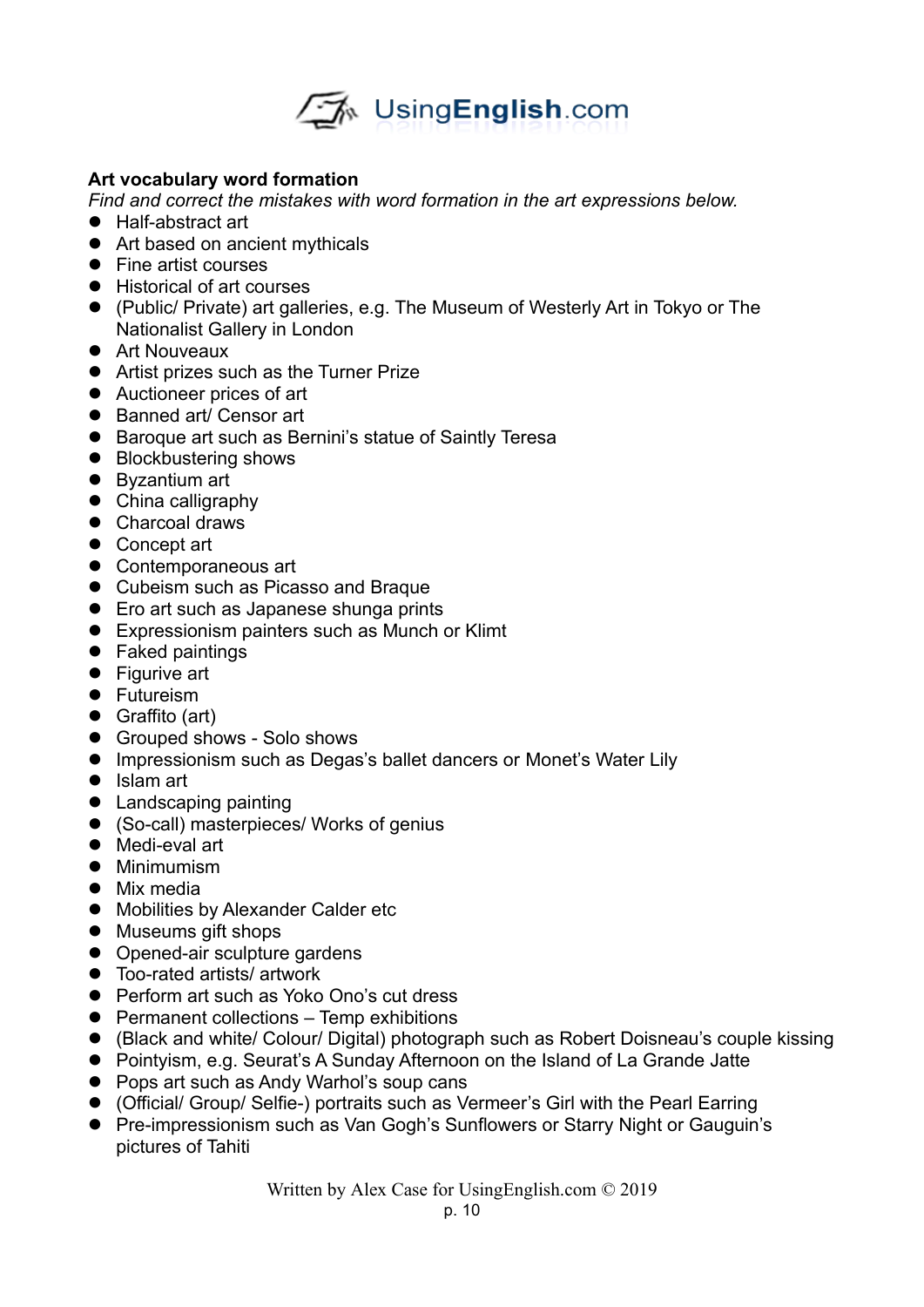**Art vocabulary word formation**

*Find and correct the mistakes with word formation in the art expressions below.*

- Half-abstract art
- Art based on ancient mythicals
- Fine artist courses
- Historical of art courses
- (Public/ Private) art galleries, e.g. The Museum of Westerly Art in Tokyo or The Nationalist Gallery in London
- Art Nouveaux
- Artist prizes such as the Turner Prize
- Auctioneer prices of art
- Banned art/ Censor art
- Baroque art such as Bernini's statue of Saintly Teresa
- Blockbustering shows
- Byzantium art
- China calligraphy
- Charcoal draws
- Concept art
- Contemporaneous art
- Cubeism such as Picasso and Braque
- Ero art such as Japanese shunga prints
- Expressionism painters such as Munch or Klimt
- Faked paintings
- Figurive art
- Futureism
- Graffito (art)
- Grouped shows - Solo shows
- Impressionism such as Degas's ballet dancers or Monet's Water Lily
- Islam art
- Landscaping painting
- (So-call) masterpieces/ Works of genius
- Medi-eval art
- Minimumism
- Mix media
- Mobilities by Alexander Calder etc
- Museums gift shops
- Opened-air sculpture gardens
- Too-rated artists/ artwork
- Perform art such as Yoko Ono's cut dress
- Permanent collections – Temp exhibitions
- (Black and white/ Colour/ Digital) photograph such as Robert Doisneau's couple kissing
- Pointyism, e.g. Seurat's A Sunday Afternoon on the Island of La Grande Jatte
- Pops art such as Andy Warhol's soup cans
- (Official/ Group/ Selfie-) portraits such as Vermeer's Girl with the Pearl Earring
- Pre-impressionism such as Van Gogh's Sunflowers or Starry Night or Gauguin's pictures of Tahiti

Written by Alex Case for UsingEnglish.com © 2019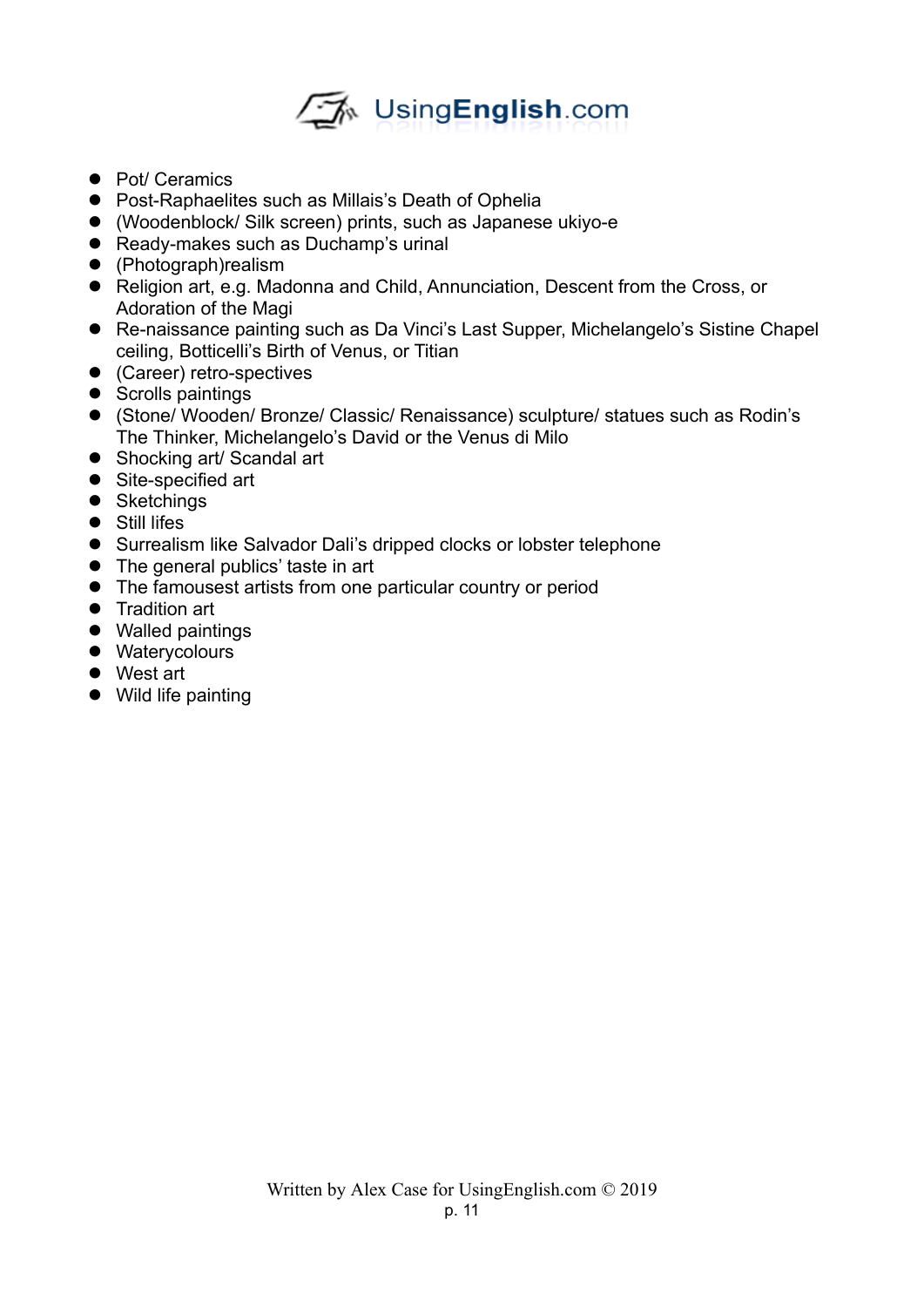- Pot/ Ceramics
- Post-Raphaelites such as Millais's Death of Ophelia
- (Woodenblock/ Silk screen) prints, such as Japanese ukiyo-e
- Ready-makes such as Duchamp's urinal
- (Photograph)realism
- Religion art, e.g. Madonna and Child, Annunciation, Descent from the Cross, or Adoration of the Magi
- Re-naissance painting such as Da Vinci's Last Supper, Michelangelo's Sistine Chapel ceiling, Botticelli's Birth of Venus, or Titian
- (Career) retro-spectives
- Scrolls paintings
- (Stone/ Wooden/ Bronze/ Classic/ Renaissance) sculpture/ statues such as Rodin's The Thinker, Michelangelo's David or the Venus di Milo
- Shocking art/ Scandal art
- Site-specified art
- Sketchings
- Still lifes
- Surrealism like Salvador Dali's dripped clocks or lobster telephone
- The general publics' taste in art
- The famousest artists from one particular country or period
- Tradition art
- Walled paintings
- Waterycolours
- West art
- Wild life painting

Written by Alex Case for UsingEnglish.com © 2019